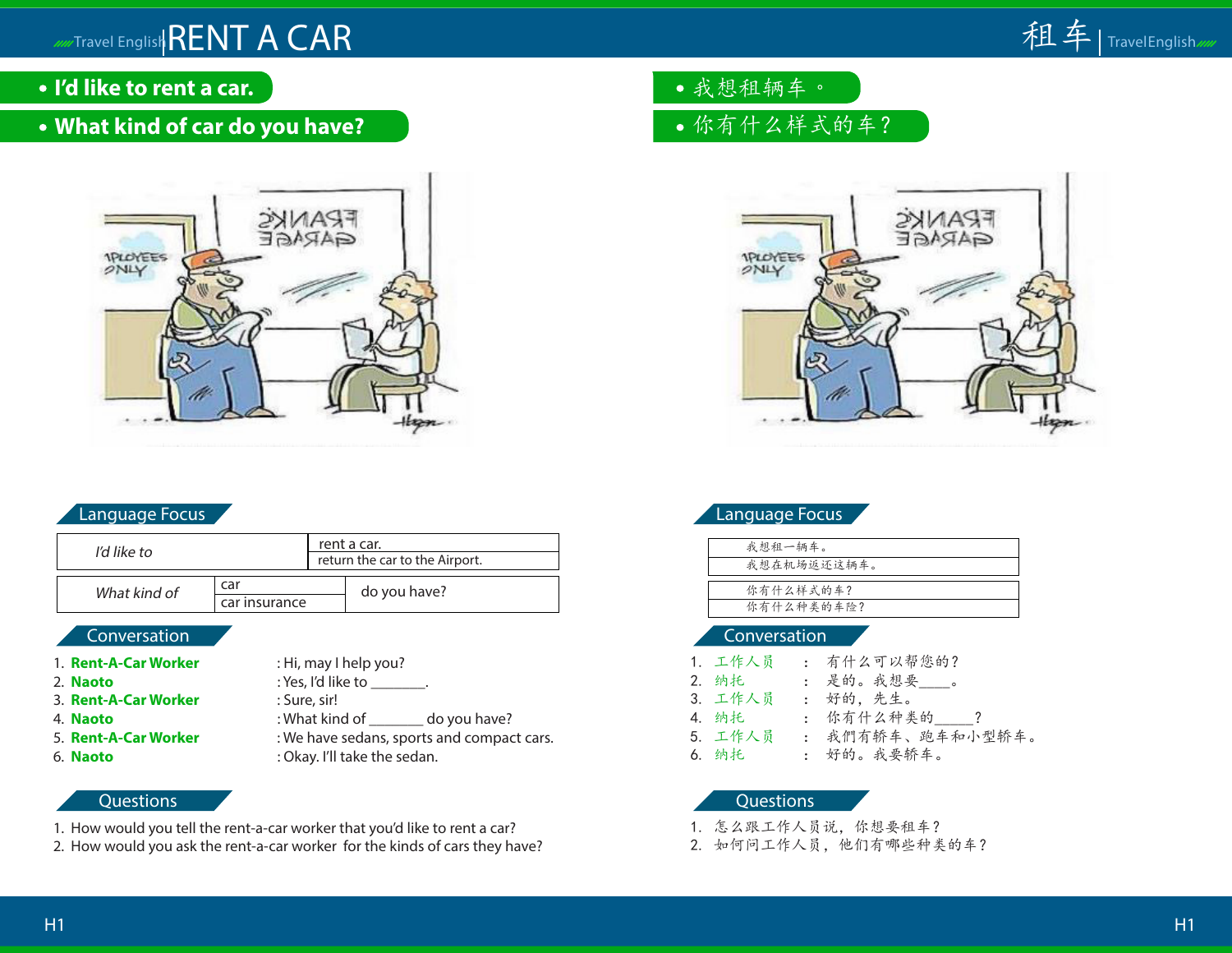# RENT A CAR

- **I'd like to rent a car.**
- **What kind of car do you have?**

## Language Focus

| *I'd like to* | rent a car. |
|---|---|
| | return the car to the Airport. |

| *What kind of* | car | do you have? |
|---|---|---|
| | car insurance | |

## Conversation

1. **Rent-A-Car Worker** : Hi, may I help you?
2. **Naoto** : Yes, I'd like to _______.
3. **Rent-A-Car Worker** : Sure, sir!
4. **Naoto** : What kind of _______ do you have?
5. **Rent-A-Car Worker** : We have sedans, sports and compact cars.
6. **Naoto** : Okay. I'll take the sedan.

## Questions

1. How would you tell the rent-a-car worker that you'd like to rent a car?
2. How would you ask the rent-a-car worker for the kinds of cars they have?

# 租车

- 我想租辆车。
- 你有什么样式的车？

## Language Focus

| 我想租一辆车。 |
|---|
| 我想在机场返还这辆车。 |

| 你有什么样式的车？ |
|---|
| 你有什么种类的车险？ |

## Conversation

1. 工作人员 ： 有什么可以帮您的？
2. 纳托 ： 是的。我想要____。
3. 工作人员 ： 好的，先生。
4. 纳托 ： 你有什么种类的_____？
5. 工作人员 ： 我們有轿车、跑车和小型轿车。
6. 纳托 ： 好的。我要轿车。

## Questions

1. 怎么跟工作人员说，你想要租车？
2. 如何问工作人员，他们有哪些种类的车？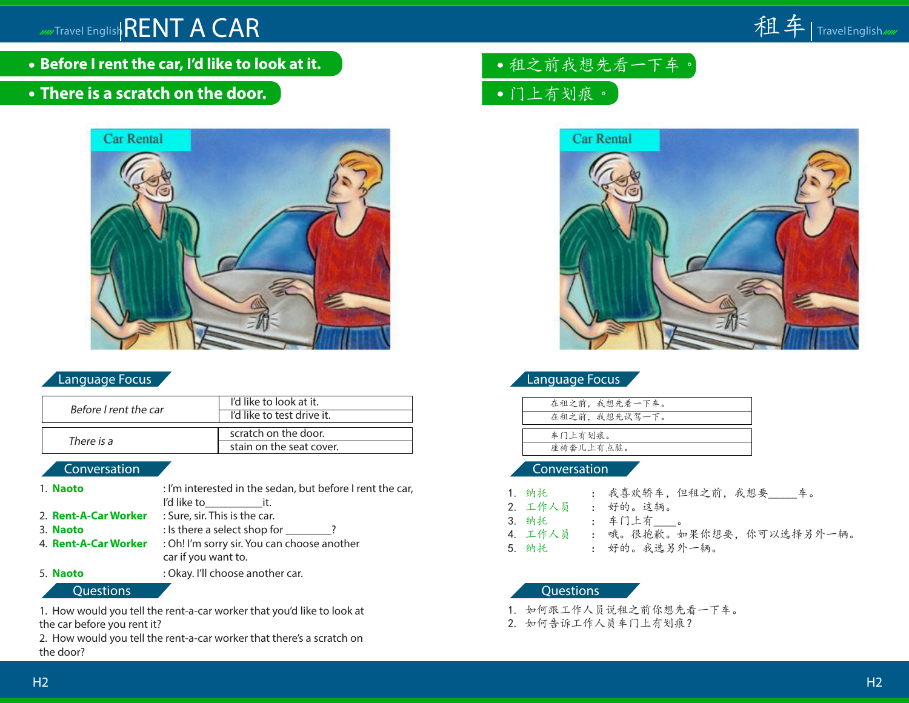# RENT A CAR

- **Before I rent the car, I'd like to look at it.**
- **There is a scratch on the door.**

## Language Focus

| | |
|---|---|
| *Before I rent the car* | I'd like to look at it. |
| | I'd like to test drive it. |

| | |
|---|---|
| *There is a* | scratch on the door. |
| | stain on the seat cover. |

## Conversation

1. **Naoto** : I'm interested in the sedan, but before I rent the car, I'd like to__________it.
2. **Rent-A-Car Worker** : Sure, sir. This is the car.
3. **Naoto** : Is there a select shop for ________?
4. **Rent-A-Car Worker** : Oh! I'm sorry sir. You can choose another car if you want to.
5. **Naoto** : Okay. I'll choose another car.

## Questions

1. How would you tell the rent-a-car worker that you'd like to look at the car before you rent it?
2. How would you tell the rent-a-car worker that there's a scratch on the door?

# 租车

- 租之前我想先看一下车。
- 门上有划痕。

## Language Focus

| |
|---|
| 在租之前，我想先看一下车。 |
| 在租之前，我想先试驾一下。 |

| |
|---|
| 车门上有划痕。 |
| 座椅套儿上有点脏。 |

## Conversation

1. 纳托 ： 我喜欢轿车，但租之前，我想要_____车。
2. 工作人员 ： 好的。这辆。
3. 纳托 ： 车门上有____。
4. 工作人员 ： 哦。很抱歉。如果你想要，你可以选择另外一辆。
5. 纳托 ： 好的。我选另外一辆。

## Questions

1. 如何跟工作人员说租之前你想先看一下车。
2. 如何告诉工作人员车门上有划痕？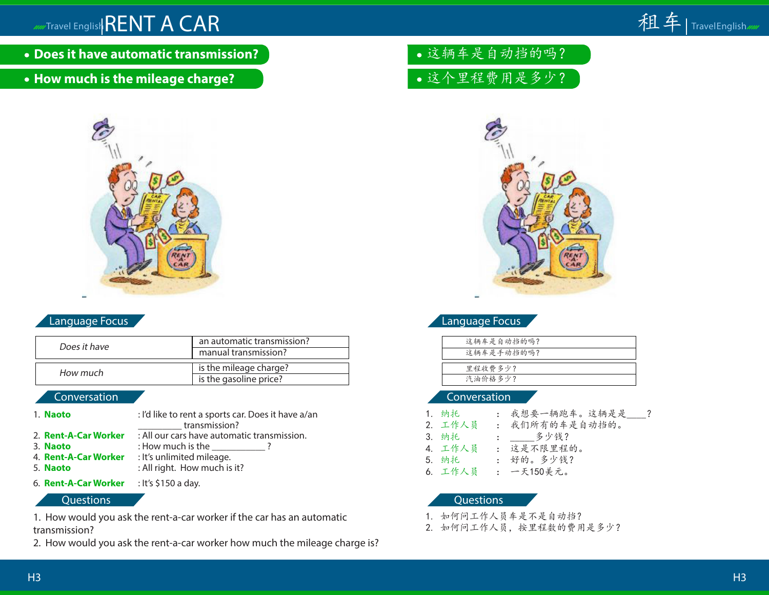# RENT A CAR

- **Does it have automatic transmission?**
- **How much is the mileage charge?**

## Language Focus

| *Does it have* | an automatic transmission? |
| --- | --- |
| | manual transmission? |

| *How much* | is the mileage charge? |
| --- | --- |
| | is the gasoline price? |

## Conversation

1. **Naoto** : I'd like to rent a sports car. Does it have a/an _________ transmission?
2. **Rent-A-Car Worker** : All our cars have automatic transmission.
3. **Naoto** : How much is the ___________ ?
4. **Rent-A-Car Worker** : It's unlimited mileage.
5. **Naoto** : All right. How much is it?
6. **Rent-A-Car Worker** : It's $150 a day.

## Questions

1. How would you ask the rent-a-car worker if the car has an automatic transmission?
2. How would you ask the rent-a-car worker how much the mileage charge is?

# 租车

- 这辆车是自动挡的吗？
- 这个里程费用是多少？

## Language Focus

| 这辆车是自动挡的吗？ |
| --- |
| 这辆车是手动挡的吗？ |

| 里程收费多少？ |
| --- |
| 汽油价格多少？ |

## Conversation

1. 纳托 ： 我想要一辆跑车。这辆是是____？
2. 工作人员 ： 我们所有的车是自动挡的。
3. 纳托 ： _____多少钱？
4. 工作人员 ： 这是不限里程的。
5. 纳托 ： 好的。多少钱？
6. 工作人员 ： 一天150美元。

## Questions

1. 如何问工作人员车是不是自动挡？
2. 如何问工作人员，按里程数的费用是多少？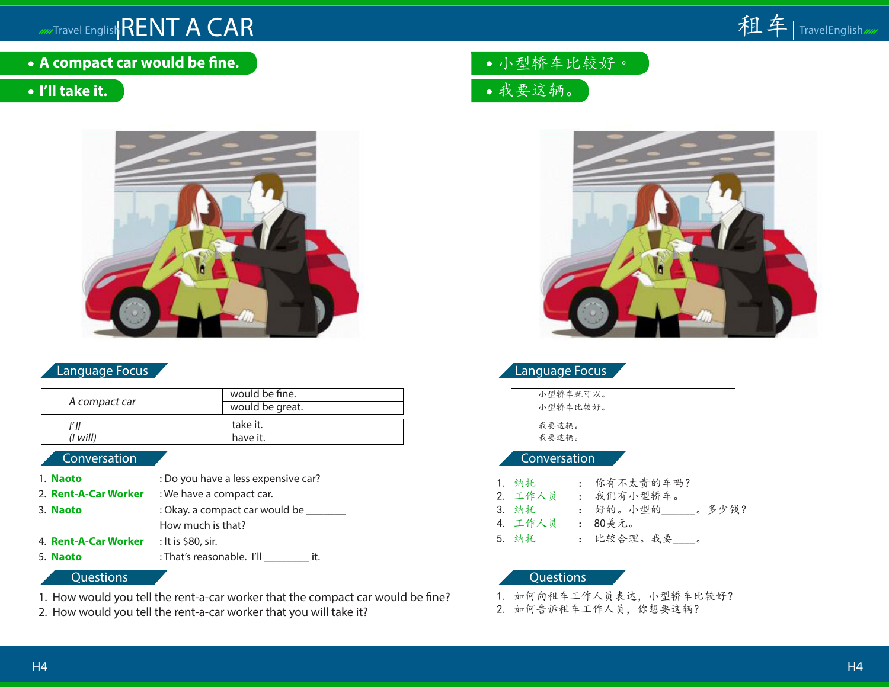# RENT A CAR

- **A compact car would be fine.**
- **I'll take it.**

## Language Focus

| | |
|---|---|
| *A compact car* | would be fine. |
| | would be great. |

| | |
|---|---|
| *I'll* *(I will)* | take it. |
| | have it. |

## Conversation

1. **Naoto** : Do you have a less expensive car?
2. **Rent-A-Car Worker** : We have a compact car.
3. **Naoto** : Okay. a compact car would be _______ How much is that?
4. **Rent-A-Car Worker** : It is $80, sir.
5. **Naoto** : That's reasonable. I'll ________ it.

## Questions

1. How would you tell the rent-a-car worker that the compact car would be fine?
2. How would you tell the rent-a-car worker that you will take it?

# 租车

- 小型轿车比较好。
- 我要这辆。

## Language Focus

| |
|---|
| 小型轿车就可以。 |
| 小型轿车比较好。 |

| |
|---|
| 我要这辆。 |
| 我要这辆。 |

## Conversation

1. 纳托 ： 你有不太贵的车吗？
2. 工作人员 ： 我们有小型轿车。
3. 纳托 ： 好的。小型的______。多少钱？
4. 工作人员 ： 80美元。
5. 纳托 ： 比较合理。我要____。

## Questions

1. 如何向租车工作人员表达，小型轿车比较好？
2. 如何告诉租车工作人员，你想要这辆？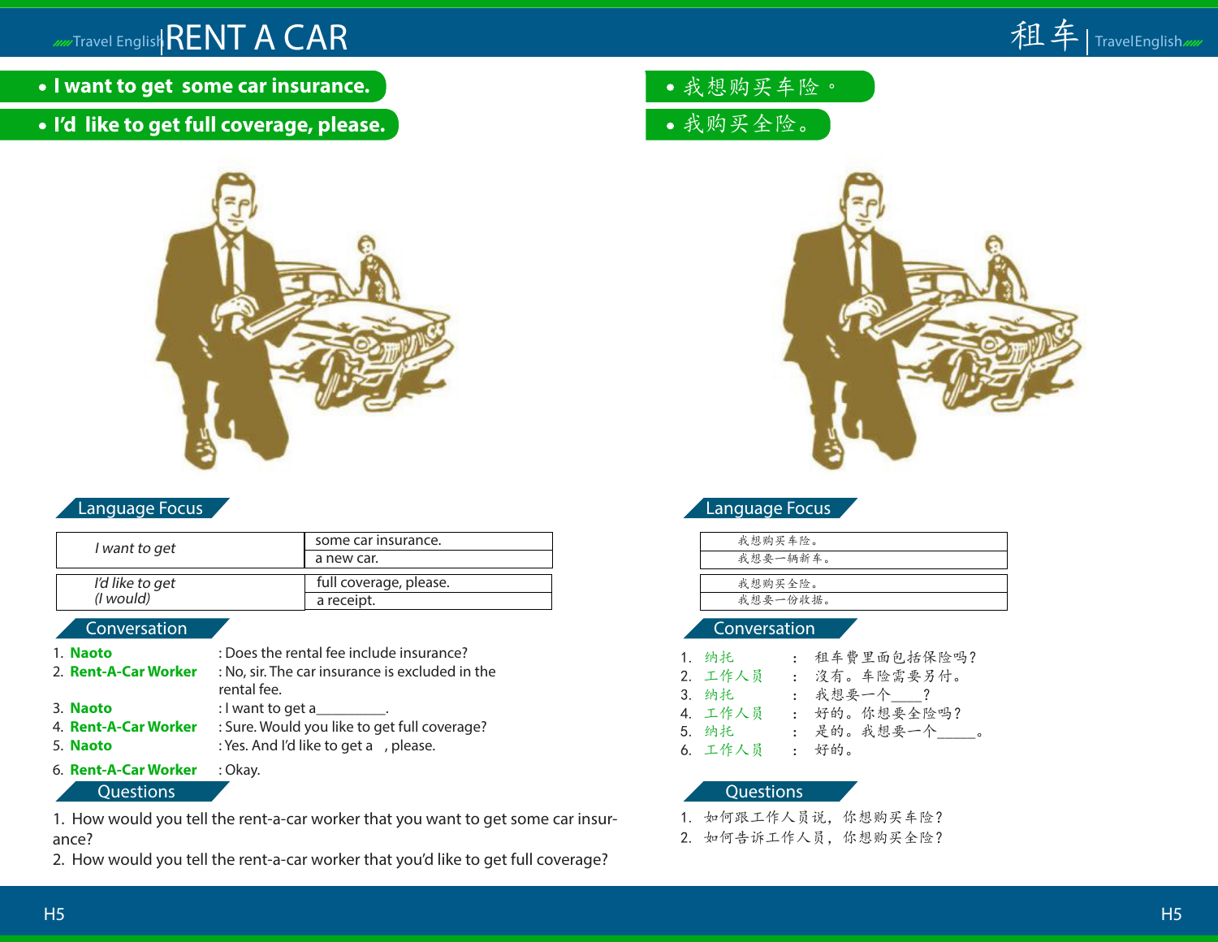# RENT A CAR

- **I want to get some car insurance.**
- **I'd like to get full coverage, please.**

## Language Focus

| | |
|---|---|
| *I want to get* | some car insurance. |
| | a new car. |
| *I'd like to get (I would)* | full coverage, please. |
| | a receipt. |

## Conversation

1. **Naoto** : Does the rental fee include insurance?
2. **Rent-A-Car Worker** : No, sir. The car insurance is excluded in the rental fee.
3. **Naoto** : I want to get a_________.
4. **Rent-A-Car Worker** : Sure. Would you like to get full coverage?
5. **Naoto** : Yes. And I'd like to get a , please.
6. **Rent-A-Car Worker** : Okay.

## Questions

1. How would you tell the rent-a-car worker that you want to get some car insurance?
2. How would you tell the rent-a-car worker that you'd like to get full coverage?

# 租车

- 我想购买车险。
- 我购买全险。

## Language Focus

| |
|---|
| 我想购买车险。 |
| 我想要一辆新车。 |
| 我想购买全险。 |
| 我想要一份收据。 |

## Conversation

1. 纳托 ： 租车费里面包括保险吗？
2. 工作人员 ： 沒有。车险需要另付。
3. 纳托 ： 我想要一个____？
4. 工作人员 ： 好的。你想要全险吗？
5. 纳托 ： 是的。我想要一个_____。
6. 工作人员 ： 好的。

## Questions

1. 如何跟工作人员说，你想购买车险？
2. 如何告诉工作人员，你想购买全险？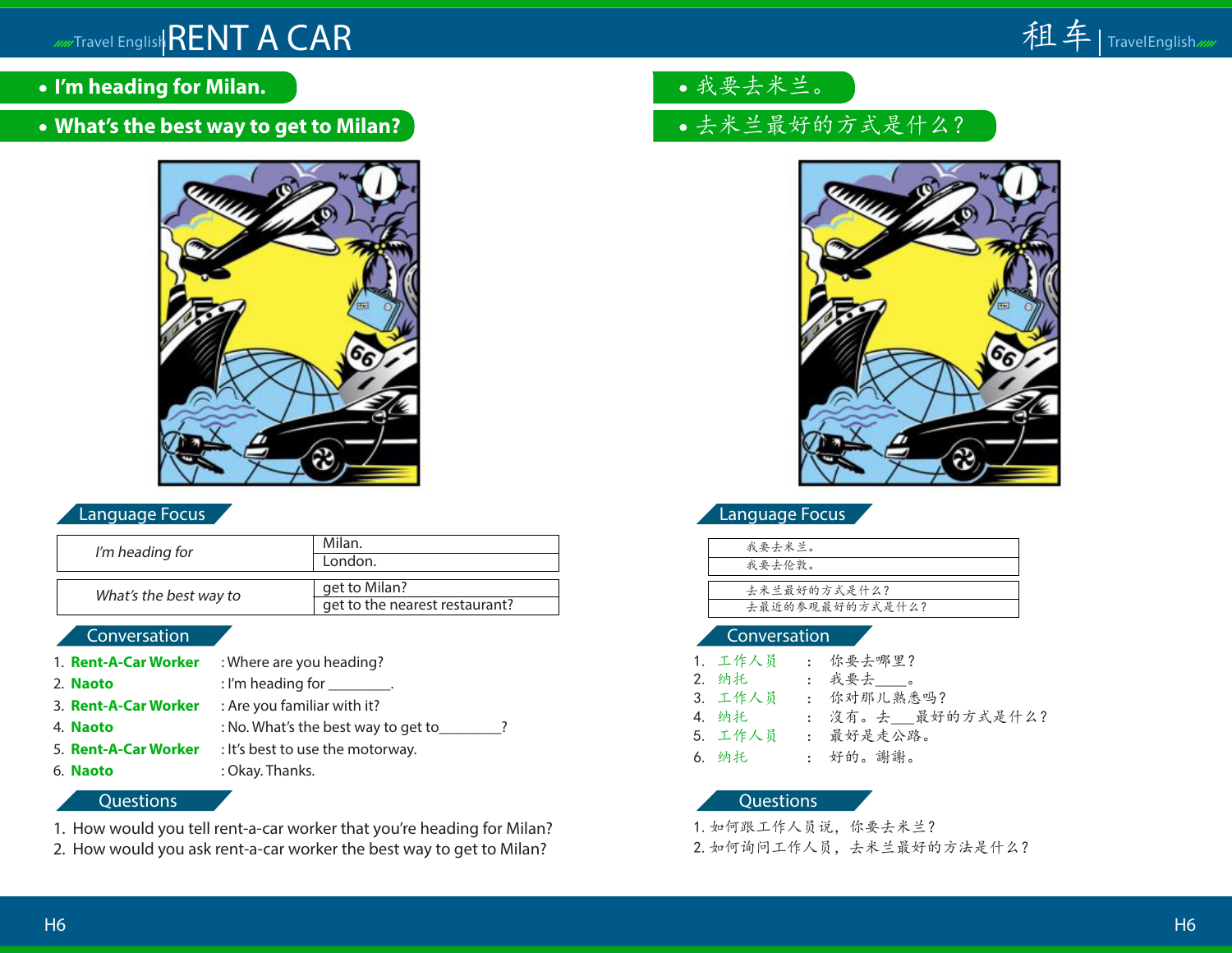# RENT A CAR

- **I'm heading for Milan.**
- **What's the best way to get to Milan?**

## Language Focus

| *I'm heading for* | Milan. |
|---|---|
| | London. |

| *What's the best way to* | get to Milan? |
|---|---|
| | get to the nearest restaurant? |

## Conversation

1. **Rent-A-Car Worker** : Where are you heading?
2. **Naoto** : I'm heading for ________.
3. **Rent-A-Car Worker** : Are you familiar with it?
4. **Naoto** : No. What's the best way to get to________?
5. **Rent-A-Car Worker** : It's best to use the motorway.
6. **Naoto** : Okay. Thanks.

## Questions

1. How would you tell rent-a-car worker that you're heading for Milan?
2. How would you ask rent-a-car worker the best way to get to Milan?

# 租车

- 我要去米兰。
- 去米兰最好的方式是什么？

## Language Focus

| 我要去米兰。 |
|---|
| 我要去伦敦。 |

| 去米兰最好的方式是什么？ |
|---|
| 去最近的参观最好的方式是什么？ |

## Conversation

1. 工作人员 ： 你要去哪里？
2. 纳托 ： 我要去____。
3. 工作人员 ： 你对那儿熟悉吗？
4. 纳托 ： 沒有。去___最好的方式是什么？
5. 工作人员 ： 最好是走公路。
6. 纳托 ： 好的。謝謝。

## Questions

1. 如何跟工作人员说，你要去米兰？
2. 如何询问工作人员，去米兰最好的方法是什么？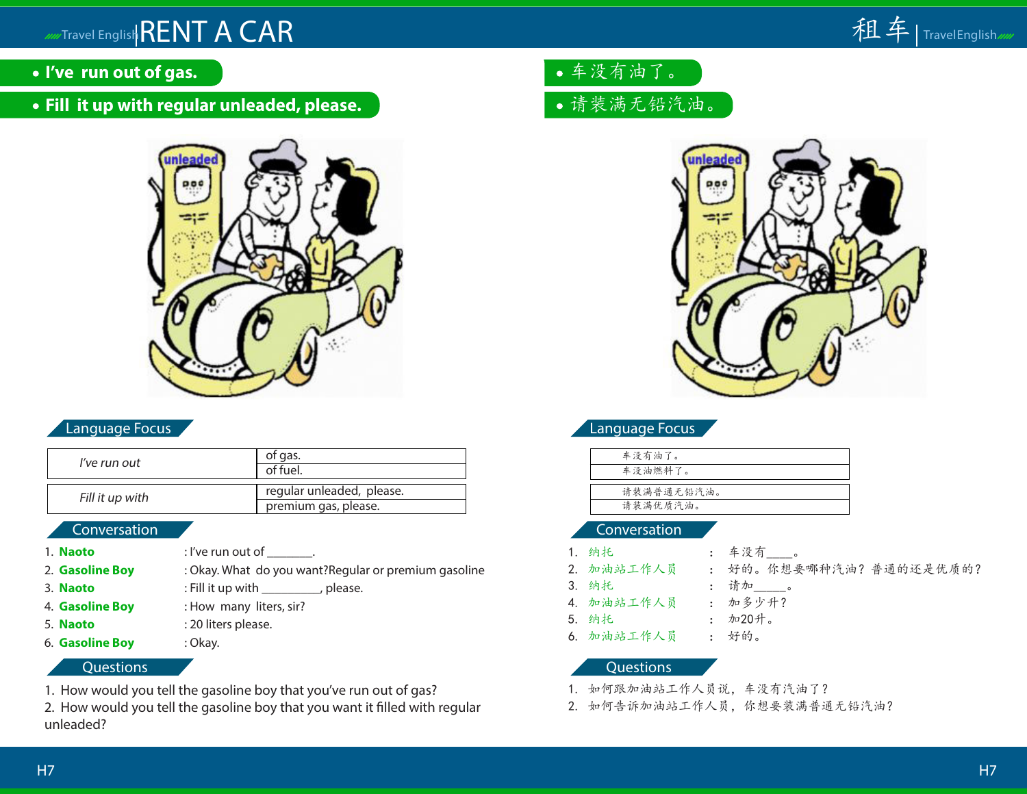# RENT A CAR

# 租车

- **I've run out of gas.**
- **Fill it up with regular unleaded, please.**

- 车没有油了。
- 请装满无铅汽油。

## Language Focus

| *I've run out* | of gas. |
|---|---|
| | of fuel. |

| *Fill it up with* | regular unleaded, please. |
|---|---|
| | premium gas, please. |

## Conversation

1. **Naoto** : I've run out of _______.
2. **Gasoline Boy** : Okay. What do you want?Regular or premium gasoline
3. **Naoto** : Fill it up with _________, please.
4. **Gasoline Boy** : How many liters, sir?
5. **Naoto** : 20 liters please.
6. **Gasoline Boy** : Okay.

## Questions

1. How would you tell the gasoline boy that you've run out of gas?
2. How would you tell the gasoline boy that you want it filled with regular unleaded?

## Language Focus

| 车没有油了。 |
|---|
| 车没油燃料了。 |

| 请装满普通无铅汽油。 |
|---|
| 请装满优质汽油。 |

## Conversation

1. 纳托 ： 车没有____。
2. 加油站工作人员 ： 好的。你想要哪种汽油？普通的还是优质的？
3. 纳托 ： 请加_____。
4. 加油站工作人员 ： 加多少升？
5. 纳托 ： 加20升。
6. 加油站工作人员 ： 好的。

## Questions

1. 如何跟加油站工作人员说，车没有汽油了？
2. 如何告诉加油站工作人员，你想要装满普通无铅汽油？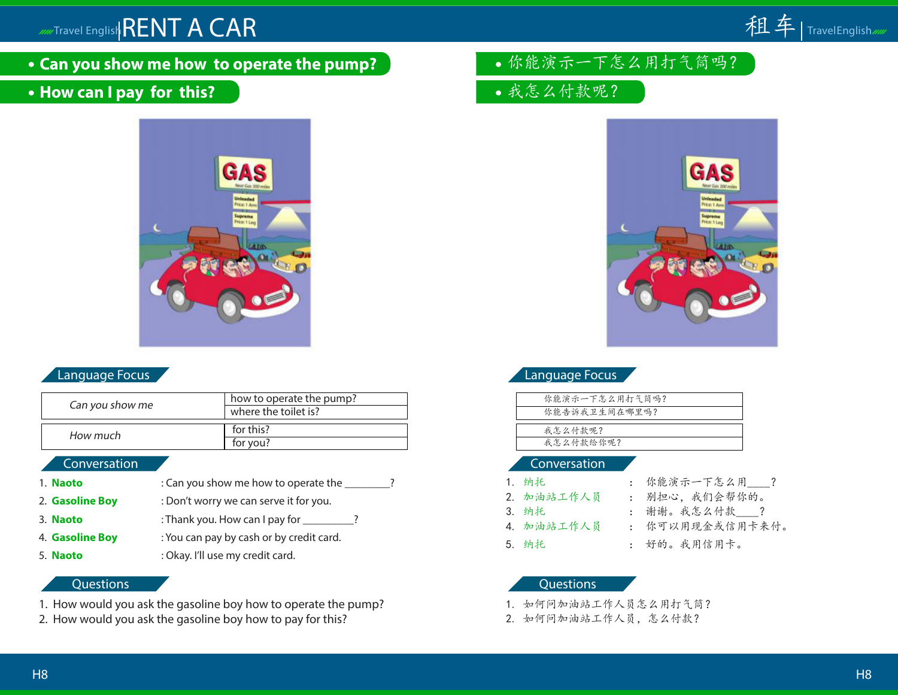# RENT A CAR

- **Can you show me how to operate the pump?**
- **How can I pay for this?**

## Language Focus

| | |
|---|---|
| *Can you show me* | how to operate the pump? |
| | where the toilet is? |
| *How much* | for this? |
| | for you? |

## Conversation

1. **Naoto** : Can you show me how to operate the ________?
2. **Gasoline Boy** : Don't worry we can serve it for you.
3. **Naoto** : Thank you. How can I pay for _________?
4. **Gasoline Boy** : You can pay by cash or by credit card.
5. **Naoto** : Okay. I'll use my credit card.

## Questions

1. How would you ask the gasoline boy how to operate the pump?
2. How would you ask the gasoline boy how to pay for this?

# 租车

- 你能演示一下怎么用打气筒吗？
- 我怎么付款呢？

## Language Focus

| |
|---|
| 你能演示一下怎么用打气筒吗？ |
| 你能告诉我卫生间在哪里吗？ |
| 我怎么付款呢？ |
| 我怎么付款给你呢？ |

## Conversation

1. 纳托 ： 你能演示一下怎么用____？
2. 加油站工作人员 ： 别担心，我们会帮你的。
3. 纳托 ： 谢谢。我怎么付款____？
4. 加油站工作人员 ： 你可以用现金或信用卡来付。
5. 纳托 ： 好的。我用信用卡。

## Questions

1. 如何问加油站工作人员怎么用打气筒？
2. 如何问加油站工作人员，怎么付款？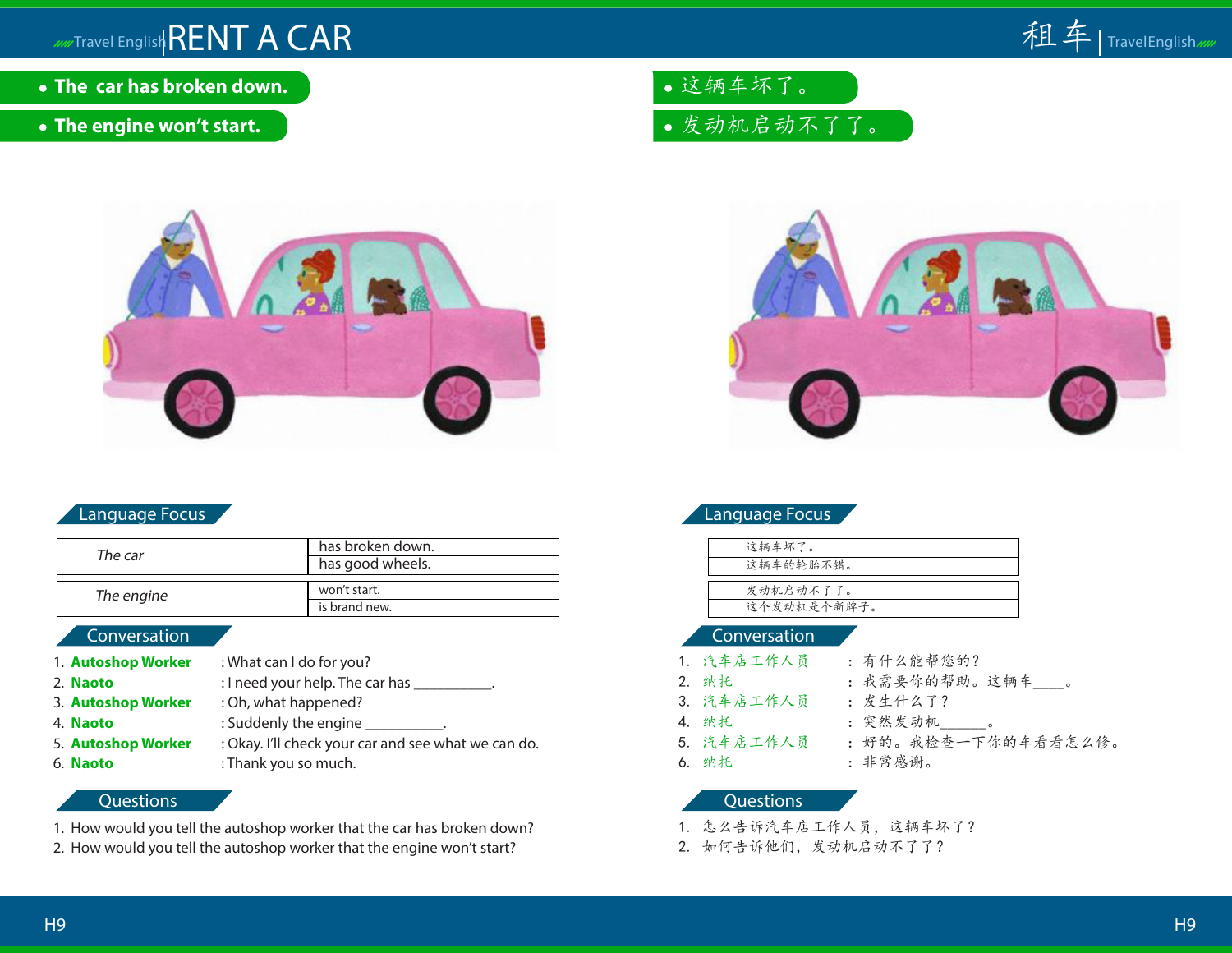# RENT A CAR

# 租车

- **The car has broken down.**
- **The engine won't start.**

- 这辆车坏了。
- 发动机启动不了了。

## Language Focus

| *The car* | has broken down. |
|---|---|
| | has good wheels. |

| *The engine* | won't start. |
|---|---|
| | is brand new. |

## Conversation

1. **Autoshop Worker** : What can I do for you?
2. **Naoto** : I need your help. The car has __________.
3. **Autoshop Worker** : Oh, what happened?
4. **Naoto** : Suddenly the engine __________.
5. **Autoshop Worker** : Okay. I'll check your car and see what we can do.
6. **Naoto** : Thank you so much.

## Questions

1. How would you tell the autoshop worker that the car has broken down?
2. How would you tell the autoshop worker that the engine won't start?

## Language Focus

| 这辆车坏了。 |
|---|
| 这辆车的轮胎不错。 |

| 发动机启动不了了。 |
|---|
| 这个发动机是个新牌子。 |

## Conversation

1. 汽车店工作人员 ： 有什么能帮您的？
2. 纳托 ： 我需要你的帮助。这辆车____。
3. 汽车店工作人员 ： 发生什么了？
4. 纳托 ： 突然发动机______。
5. 汽车店工作人员 ： 好的。我检查一下你的车看看怎么修。
6. 纳托 ： 非常感谢。

## Questions

1. 怎么告诉汽车店工作人员，这辆车坏了？
2. 如何告诉他们，发动机启动不了了？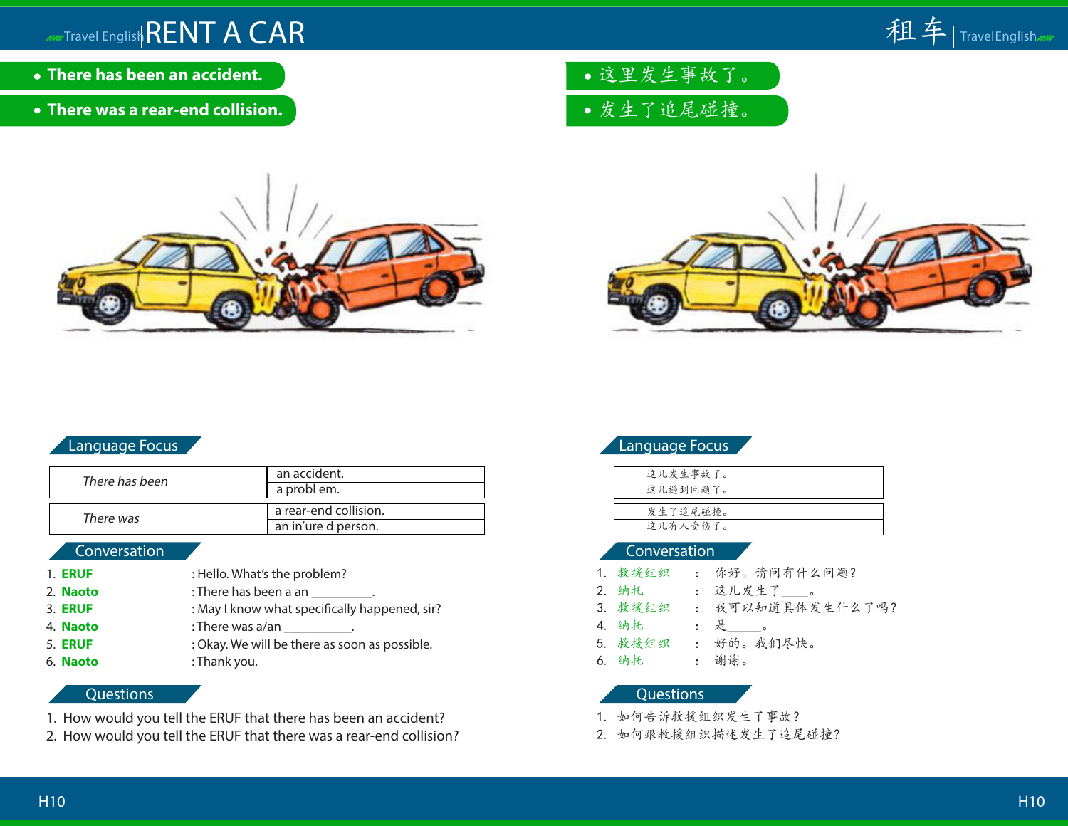# RENT A CAR

- **There has been an accident.**
- **There was a rear-end collision.**

## Language Focus

| | |
|---|---|
| *There has been* | an accident. |
| | a probl em. |

| | |
|---|---|
| *There was* | a rear-end collision. |
| | an in'ure d person. |

## Conversation

1. **ERUF** : Hello. What's the problem?
2. **Naoto** : There has been a an _________.
3. **ERUF** : May I know what specifically happened, sir?
4. **Naoto** : There was a/an __________.
5. **ERUF** : Okay. We will be there as soon as possible.
6. **Naoto** : Thank you.

## Questions

1. How would you tell the ERUF that there has been an accident?
2. How would you tell the ERUF that there was a rear-end collision?

# 租车

- 这里发生事故了。
- 发生了追尾碰撞。

## Language Focus

| |
|---|
| 这儿发生事故了。 |
| 这儿遇到问题了。 |

| |
|---|
| 发生了追尾碰撞。 |
| 这儿有人受伤了。 |

## Conversation

1. 救援组织 ： 你好。请问有什么问题？
2. 纳托 ： 这儿发生了____。
3. 救援组织 ： 我可以知道具体发生什么了吗？
4. 纳托 ： 是______。
5. 救援组织 ： 好的。我们尽快。
6. 纳托 ： 谢谢。

## Questions

1. 如何告诉救援组织发生了事故？
2. 如何跟救援组织描述发生了追尾碰撞？